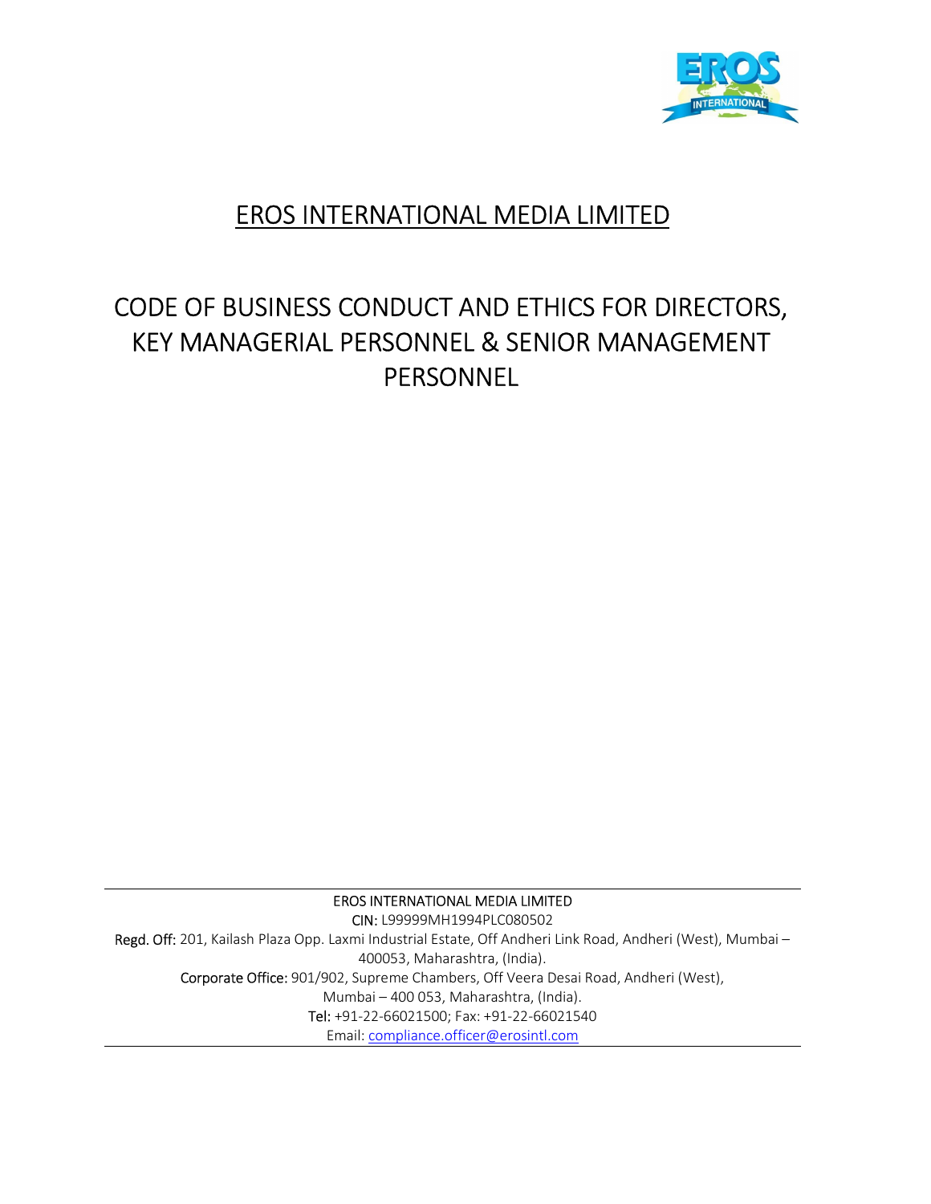# EROS INTERNATIONAL MEDIA LIMITED

## CODE OF BUSINESS CONDUCT AND ETHICS FOR DIRECTORS, KEY MANAGERIAL PERSONNEL & SENIOR MANAGEMENT PERSONNEL

EROS INTERNATIONAL MEDIA LIMITED
CIN: L99999MH1994PLC080502
Regd. Off: 201, Kailash Plaza Opp. Laxmi Industrial Estate, Off Andheri Link Road, Andheri (West), Mumbai – 400053, Maharashtra, (India).
Corporate Office: 901/902, Supreme Chambers, Off Veera Desai Road, Andheri (West), Mumbai – 400 053, Maharashtra, (India).
Tel: +91-22-66021500; Fax: +91-22-66021540
Email: compliance.officer@erosintl.com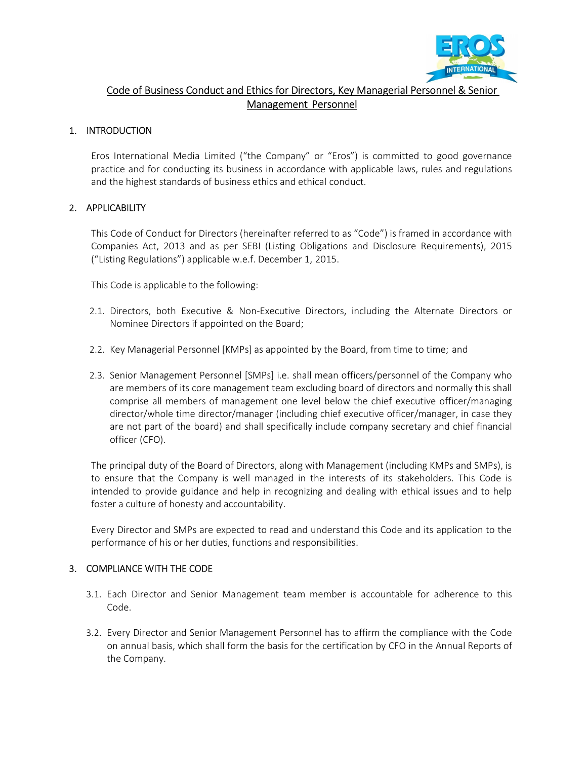# Code of Business Conduct and Ethics for Directors, Key Managerial Personnel & Senior Management Personnel

## 1. INTRODUCTION

Eros International Media Limited ("the Company" or "Eros") is committed to good governance practice and for conducting its business in accordance with applicable laws, rules and regulations and the highest standards of business ethics and ethical conduct.

## 2. APPLICABILITY

This Code of Conduct for Directors (hereinafter referred to as "Code") is framed in accordance with Companies Act, 2013 and as per SEBI (Listing Obligations and Disclosure Requirements), 2015 ("Listing Regulations") applicable w.e.f. December 1, 2015.

This Code is applicable to the following:

2.1. Directors, both Executive & Non-Executive Directors, including the Alternate Directors or Nominee Directors if appointed on the Board;

2.2. Key Managerial Personnel [KMPs] as appointed by the Board, from time to time; and

2.3. Senior Management Personnel [SMPs] i.e. shall mean officers/personnel of the Company who are members of its core management team excluding board of directors and normally this shall comprise all members of management one level below the chief executive officer/managing director/whole time director/manager (including chief executive officer/manager, in case they are not part of the board) and shall specifically include company secretary and chief financial officer (CFO).

The principal duty of the Board of Directors, along with Management (including KMPs and SMPs), is to ensure that the Company is well managed in the interests of its stakeholders. This Code is intended to provide guidance and help in recognizing and dealing with ethical issues and to help foster a culture of honesty and accountability.

Every Director and SMPs are expected to read and understand this Code and its application to the performance of his or her duties, functions and responsibilities.

## 3. COMPLIANCE WITH THE CODE

3.1. Each Director and Senior Management team member is accountable for adherence to this Code.

3.2. Every Director and Senior Management Personnel has to affirm the compliance with the Code on annual basis, which shall form the basis for the certification by CFO in the Annual Reports of the Company.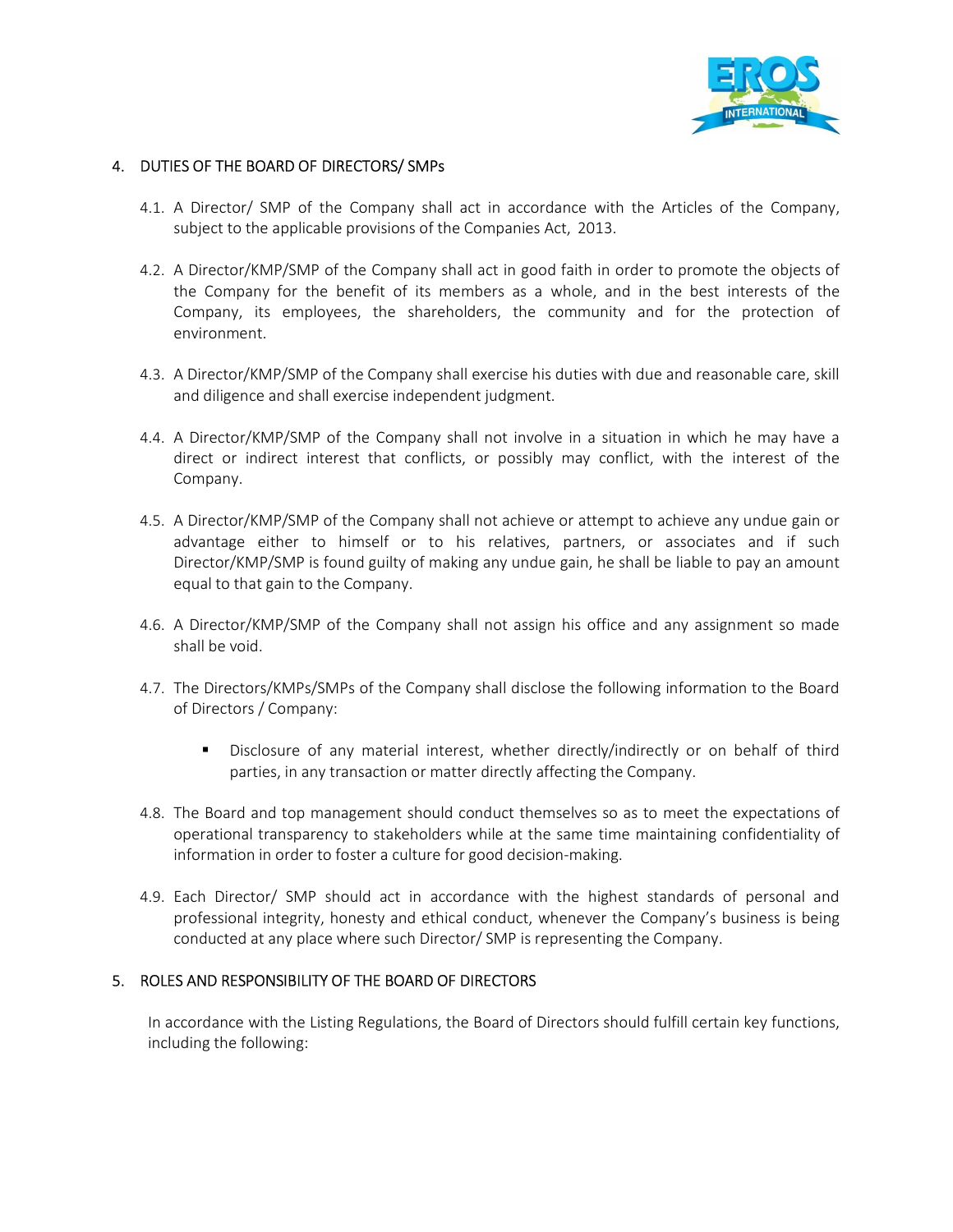## 4. DUTIES OF THE BOARD OF DIRECTORS/ SMPs

4.1. A Director/ SMP of the Company shall act in accordance with the Articles of the Company, subject to the applicable provisions of the Companies Act, 2013.

4.2. A Director/KMP/SMP of the Company shall act in good faith in order to promote the objects of the Company for the benefit of its members as a whole, and in the best interests of the Company, its employees, the shareholders, the community and for the protection of environment.

4.3. A Director/KMP/SMP of the Company shall exercise his duties with due and reasonable care, skill and diligence and shall exercise independent judgment.

4.4. A Director/KMP/SMP of the Company shall not involve in a situation in which he may have a direct or indirect interest that conflicts, or possibly may conflict, with the interest of the Company.

4.5. A Director/KMP/SMP of the Company shall not achieve or attempt to achieve any undue gain or advantage either to himself or to his relatives, partners, or associates and if such Director/KMP/SMP is found guilty of making any undue gain, he shall be liable to pay an amount equal to that gain to the Company.

4.6. A Director/KMP/SMP of the Company shall not assign his office and any assignment so made shall be void.

4.7. The Directors/KMPs/SMPs of the Company shall disclose the following information to the Board of Directors / Company:

- Disclosure of any material interest, whether directly/indirectly or on behalf of third parties, in any transaction or matter directly affecting the Company.

4.8. The Board and top management should conduct themselves so as to meet the expectations of operational transparency to stakeholders while at the same time maintaining confidentiality of information in order to foster a culture for good decision-making.

4.9. Each Director/ SMP should act in accordance with the highest standards of personal and professional integrity, honesty and ethical conduct, whenever the Company's business is being conducted at any place where such Director/ SMP is representing the Company.

## 5. ROLES AND RESPONSIBILITY OF THE BOARD OF DIRECTORS

In accordance with the Listing Regulations, the Board of Directors should fulfill certain key functions, including the following: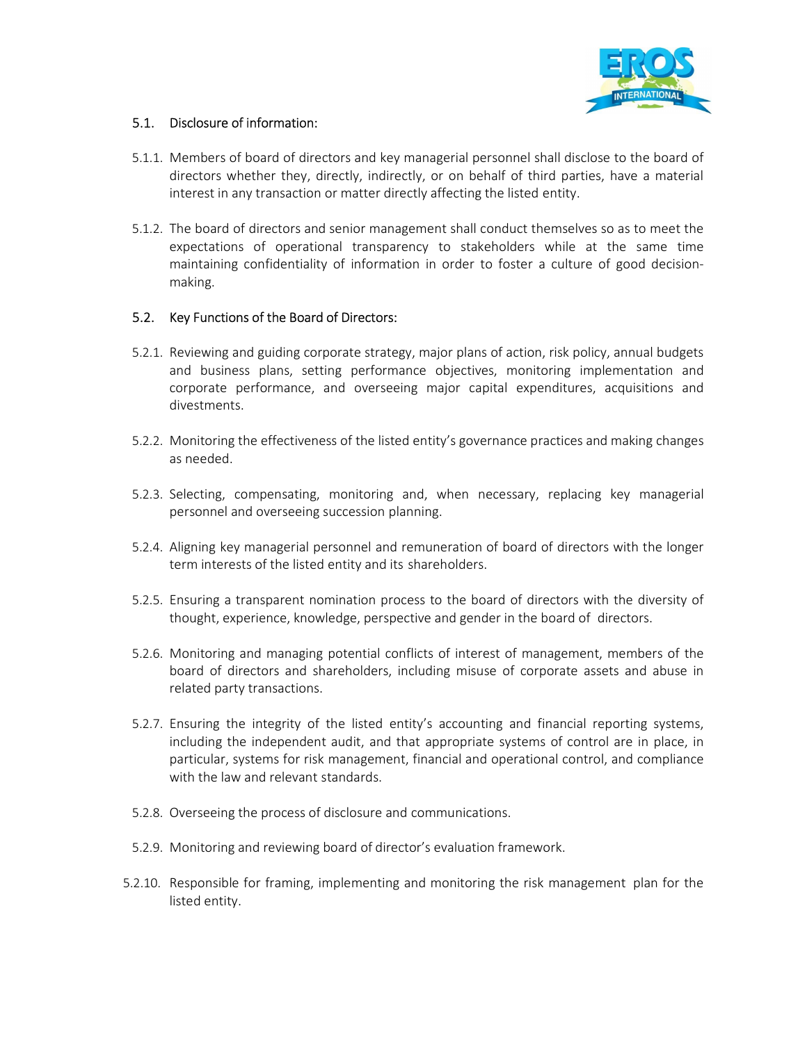## 5.1. Disclosure of information:

5.1.1. Members of board of directors and key managerial personnel shall disclose to the board of directors whether they, directly, indirectly, or on behalf of third parties, have a material interest in any transaction or matter directly affecting the listed entity.

5.1.2. The board of directors and senior management shall conduct themselves so as to meet the expectations of operational transparency to stakeholders while at the same time maintaining confidentiality of information in order to foster a culture of good decision-making.

## 5.2. Key Functions of the Board of Directors:

5.2.1. Reviewing and guiding corporate strategy, major plans of action, risk policy, annual budgets and business plans, setting performance objectives, monitoring implementation and corporate performance, and overseeing major capital expenditures, acquisitions and divestments.

5.2.2. Monitoring the effectiveness of the listed entity's governance practices and making changes as needed.

5.2.3. Selecting, compensating, monitoring and, when necessary, replacing key managerial personnel and overseeing succession planning.

5.2.4. Aligning key managerial personnel and remuneration of board of directors with the longer term interests of the listed entity and its shareholders.

5.2.5. Ensuring a transparent nomination process to the board of directors with the diversity of thought, experience, knowledge, perspective and gender in the board of directors.

5.2.6. Monitoring and managing potential conflicts of interest of management, members of the board of directors and shareholders, including misuse of corporate assets and abuse in related party transactions.

5.2.7. Ensuring the integrity of the listed entity's accounting and financial reporting systems, including the independent audit, and that appropriate systems of control are in place, in particular, systems for risk management, financial and operational control, and compliance with the law and relevant standards.

5.2.8. Overseeing the process of disclosure and communications.

5.2.9. Monitoring and reviewing board of director's evaluation framework.

5.2.10. Responsible for framing, implementing and monitoring the risk management plan for the listed entity.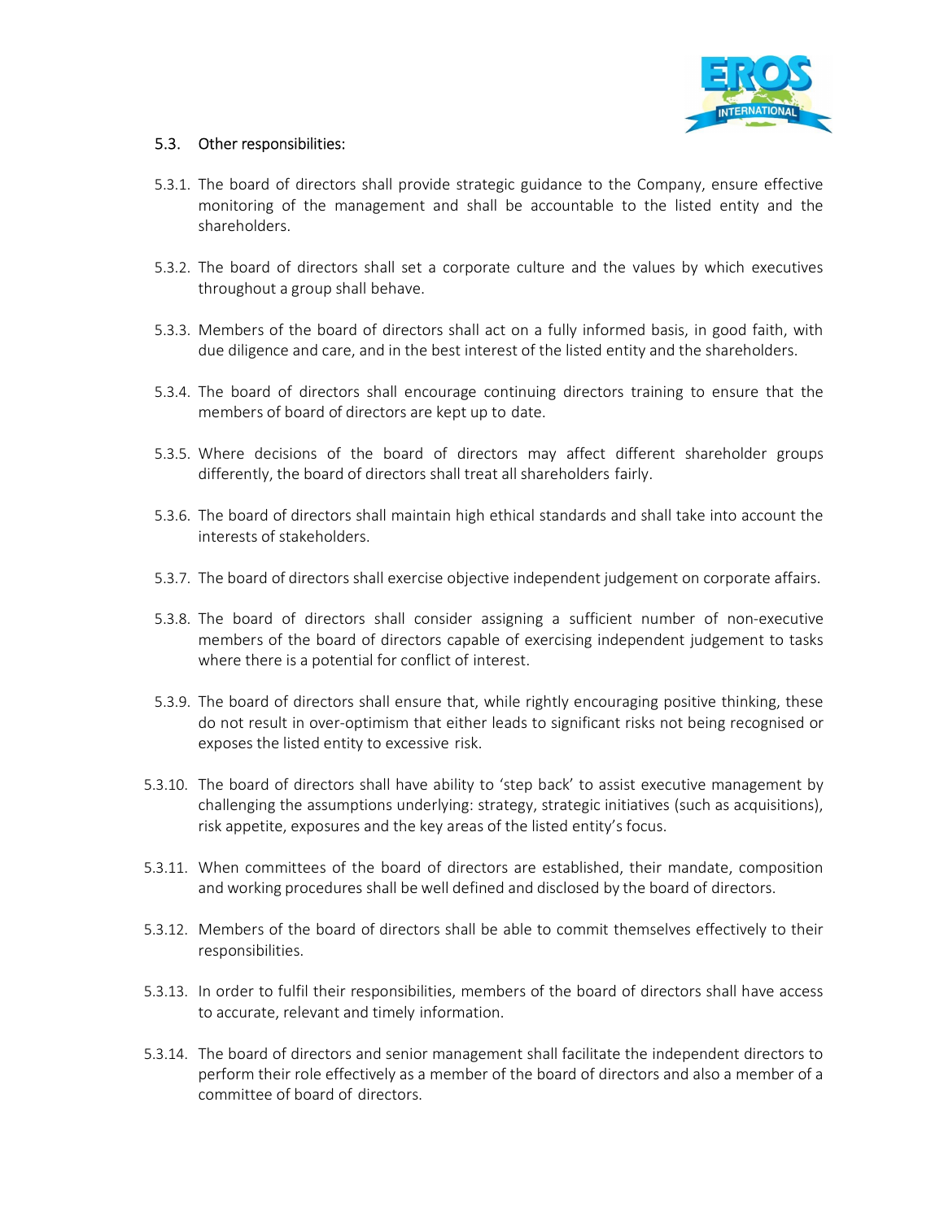## 5.3. Other responsibilities:

5.3.1. The board of directors shall provide strategic guidance to the Company, ensure effective monitoring of the management and shall be accountable to the listed entity and the shareholders.

5.3.2. The board of directors shall set a corporate culture and the values by which executives throughout a group shall behave.

5.3.3. Members of the board of directors shall act on a fully informed basis, in good faith, with due diligence and care, and in the best interest of the listed entity and the shareholders.

5.3.4. The board of directors shall encourage continuing directors training to ensure that the members of board of directors are kept up to date.

5.3.5. Where decisions of the board of directors may affect different shareholder groups differently, the board of directors shall treat all shareholders fairly.

5.3.6. The board of directors shall maintain high ethical standards and shall take into account the interests of stakeholders.

5.3.7. The board of directors shall exercise objective independent judgement on corporate affairs.

5.3.8. The board of directors shall consider assigning a sufficient number of non-executive members of the board of directors capable of exercising independent judgement to tasks where there is a potential for conflict of interest.

5.3.9. The board of directors shall ensure that, while rightly encouraging positive thinking, these do not result in over-optimism that either leads to significant risks not being recognised or exposes the listed entity to excessive risk.

5.3.10. The board of directors shall have ability to 'step back' to assist executive management by challenging the assumptions underlying: strategy, strategic initiatives (such as acquisitions), risk appetite, exposures and the key areas of the listed entity's focus.

5.3.11. When committees of the board of directors are established, their mandate, composition and working procedures shall be well defined and disclosed by the board of directors.

5.3.12. Members of the board of directors shall be able to commit themselves effectively to their responsibilities.

5.3.13. In order to fulfil their responsibilities, members of the board of directors shall have access to accurate, relevant and timely information.

5.3.14. The board of directors and senior management shall facilitate the independent directors to perform their role effectively as a member of the board of directors and also a member of a committee of board of directors.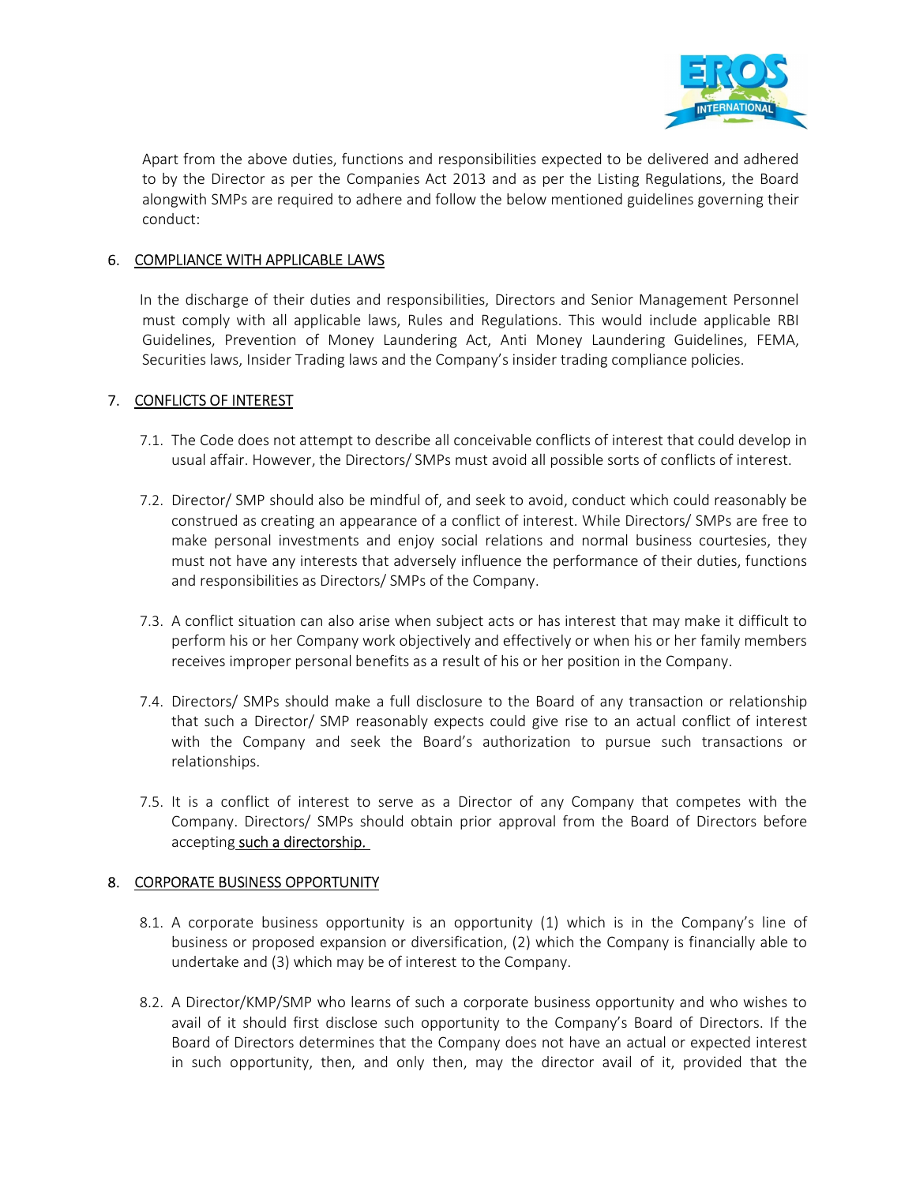Apart from the above duties, functions and responsibilities expected to be delivered and adhered to by the Director as per the Companies Act 2013 and as per the Listing Regulations, the Board alongwith SMPs are required to adhere and follow the below mentioned guidelines governing their conduct:

## 6. COMPLIANCE WITH APPLICABLE LAWS

In the discharge of their duties and responsibilities, Directors and Senior Management Personnel must comply with all applicable laws, Rules and Regulations. This would include applicable RBI Guidelines, Prevention of Money Laundering Act, Anti Money Laundering Guidelines, FEMA, Securities laws, Insider Trading laws and the Company's insider trading compliance policies.

## 7. CONFLICTS OF INTEREST

7.1. The Code does not attempt to describe all conceivable conflicts of interest that could develop in usual affair. However, the Directors/ SMPs must avoid all possible sorts of conflicts of interest.

7.2. Director/ SMP should also be mindful of, and seek to avoid, conduct which could reasonably be construed as creating an appearance of a conflict of interest. While Directors/ SMPs are free to make personal investments and enjoy social relations and normal business courtesies, they must not have any interests that adversely influence the performance of their duties, functions and responsibilities as Directors/ SMPs of the Company.

7.3. A conflict situation can also arise when subject acts or has interest that may make it difficult to perform his or her Company work objectively and effectively or when his or her family members receives improper personal benefits as a result of his or her position in the Company.

7.4. Directors/ SMPs should make a full disclosure to the Board of any transaction or relationship that such a Director/ SMP reasonably expects could give rise to an actual conflict of interest with the Company and seek the Board's authorization to pursue such transactions or relationships.

7.5. It is a conflict of interest to serve as a Director of any Company that competes with the Company. Directors/ SMPs should obtain prior approval from the Board of Directors before accepting such a directorship.

## 8. CORPORATE BUSINESS OPPORTUNITY

8.1. A corporate business opportunity is an opportunity (1) which is in the Company's line of business or proposed expansion or diversification, (2) which the Company is financially able to undertake and (3) which may be of interest to the Company.

8.2. A Director/KMP/SMP who learns of such a corporate business opportunity and who wishes to avail of it should first disclose such opportunity to the Company's Board of Directors. If the Board of Directors determines that the Company does not have an actual or expected interest in such opportunity, then, and only then, may the director avail of it, provided that the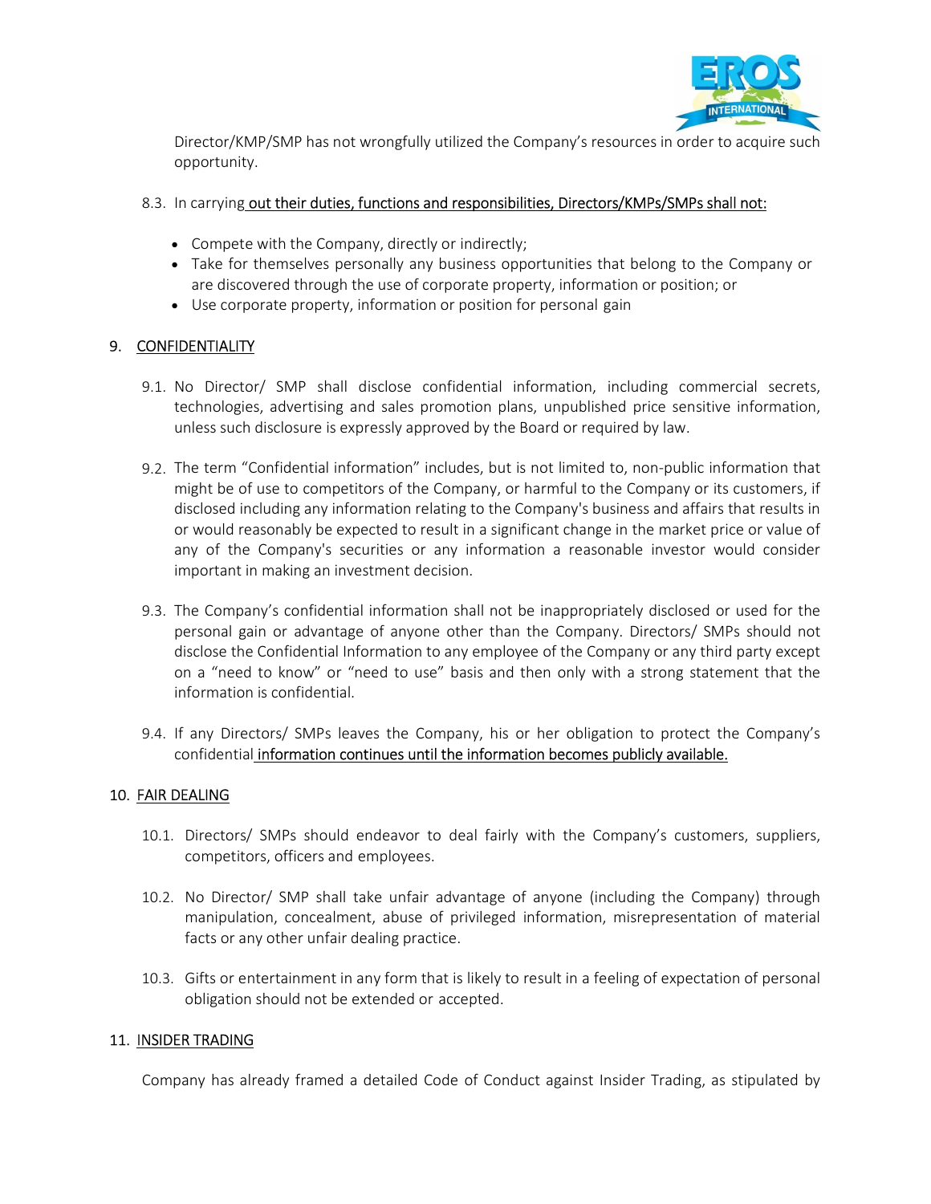Director/KMP/SMP has not wrongfully utilized the Company's resources in order to acquire such opportunity.

8.3. In carrying out their duties, functions and responsibilities, Directors/KMPs/SMPs shall not:

- Compete with the Company, directly or indirectly;
- Take for themselves personally any business opportunities that belong to the Company or are discovered through the use of corporate property, information or position; or
- Use corporate property, information or position for personal gain

## 9. CONFIDENTIALITY

9.1. No Director/ SMP shall disclose confidential information, including commercial secrets, technologies, advertising and sales promotion plans, unpublished price sensitive information, unless such disclosure is expressly approved by the Board or required by law.

9.2. The term "Confidential information" includes, but is not limited to, non-public information that might be of use to competitors of the Company, or harmful to the Company or its customers, if disclosed including any information relating to the Company's business and affairs that results in or would reasonably be expected to result in a significant change in the market price or value of any of the Company's securities or any information a reasonable investor would consider important in making an investment decision.

9.3. The Company's confidential information shall not be inappropriately disclosed or used for the personal gain or advantage of anyone other than the Company. Directors/ SMPs should not disclose the Confidential Information to any employee of the Company or any third party except on a "need to know" or "need to use" basis and then only with a strong statement that the information is confidential.

9.4. If any Directors/ SMPs leaves the Company, his or her obligation to protect the Company's confidential information continues until the information becomes publicly available.

## 10. FAIR DEALING

10.1. Directors/ SMPs should endeavor to deal fairly with the Company's customers, suppliers, competitors, officers and employees.

10.2. No Director/ SMP shall take unfair advantage of anyone (including the Company) through manipulation, concealment, abuse of privileged information, misrepresentation of material facts or any other unfair dealing practice.

10.3. Gifts or entertainment in any form that is likely to result in a feeling of expectation of personal obligation should not be extended or accepted.

## 11. INSIDER TRADING

Company has already framed a detailed Code of Conduct against Insider Trading, as stipulated by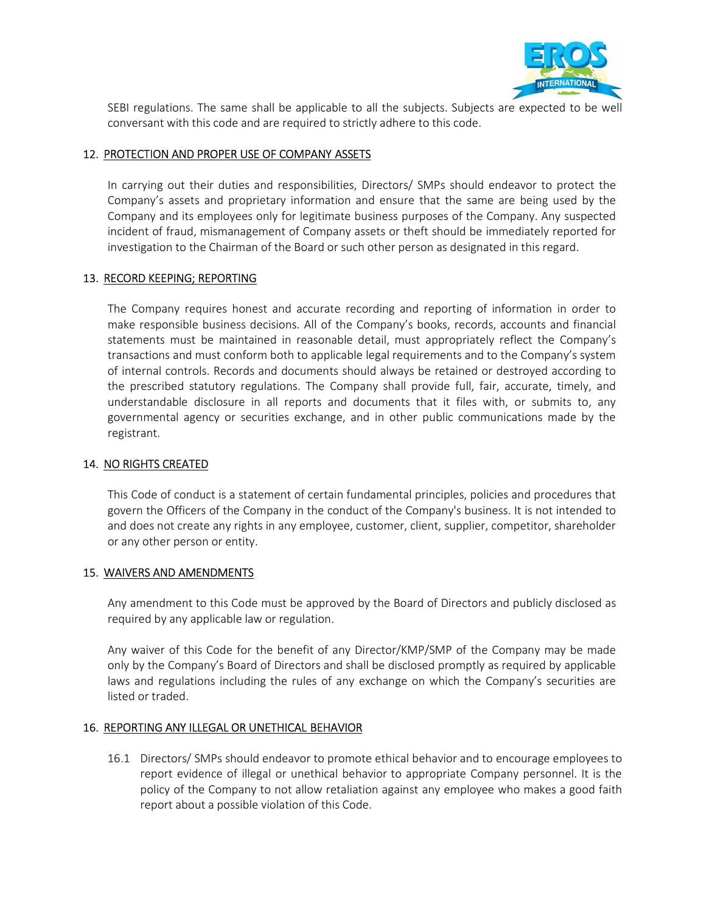SEBI regulations. The same shall be applicable to all the subjects. Subjects are expected to be well conversant with this code and are required to strictly adhere to this code.

## 12. PROTECTION AND PROPER USE OF COMPANY ASSETS

In carrying out their duties and responsibilities, Directors/ SMPs should endeavor to protect the Company's assets and proprietary information and ensure that the same are being used by the Company and its employees only for legitimate business purposes of the Company. Any suspected incident of fraud, mismanagement of Company assets or theft should be immediately reported for investigation to the Chairman of the Board or such other person as designated in this regard.

## 13. RECORD KEEPING; REPORTING

The Company requires honest and accurate recording and reporting of information in order to make responsible business decisions. All of the Company's books, records, accounts and financial statements must be maintained in reasonable detail, must appropriately reflect the Company's transactions and must conform both to applicable legal requirements and to the Company's system of internal controls. Records and documents should always be retained or destroyed according to the prescribed statutory regulations. The Company shall provide full, fair, accurate, timely, and understandable disclosure in all reports and documents that it files with, or submits to, any governmental agency or securities exchange, and in other public communications made by the registrant.

## 14. NO RIGHTS CREATED

This Code of conduct is a statement of certain fundamental principles, policies and procedures that govern the Officers of the Company in the conduct of the Company's business. It is not intended to and does not create any rights in any employee, customer, client, supplier, competitor, shareholder or any other person or entity.

## 15. WAIVERS AND AMENDMENTS

Any amendment to this Code must be approved by the Board of Directors and publicly disclosed as required by any applicable law or regulation.

Any waiver of this Code for the benefit of any Director/KMP/SMP of the Company may be made only by the Company's Board of Directors and shall be disclosed promptly as required by applicable laws and regulations including the rules of any exchange on which the Company's securities are listed or traded.

## 16. REPORTING ANY ILLEGAL OR UNETHICAL BEHAVIOR

16.1 Directors/ SMPs should endeavor to promote ethical behavior and to encourage employees to report evidence of illegal or unethical behavior to appropriate Company personnel. It is the policy of the Company to not allow retaliation against any employee who makes a good faith report about a possible violation of this Code.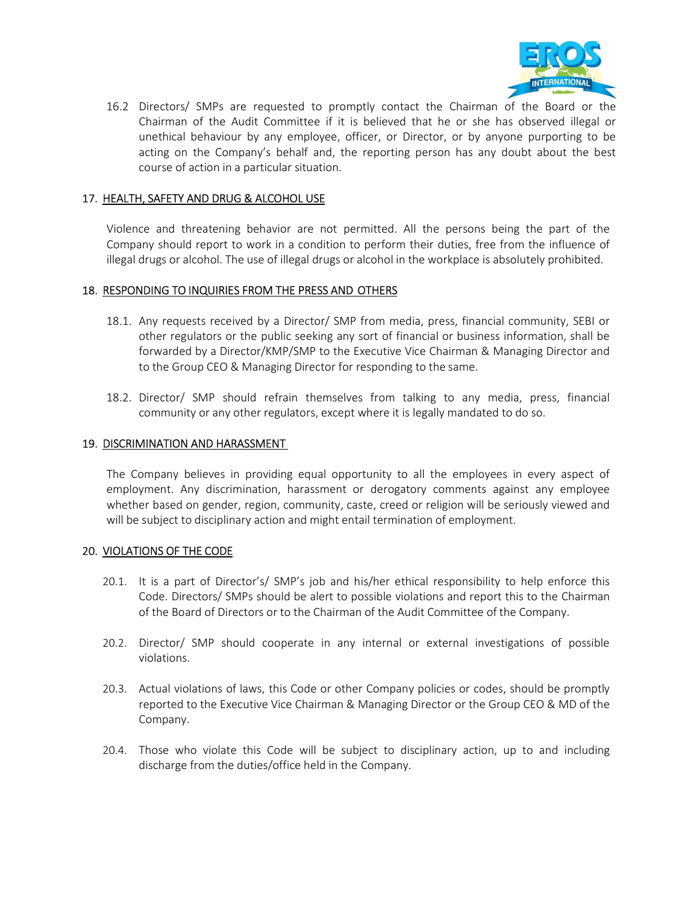16.2 Directors/ SMPs are requested to promptly contact the Chairman of the Board or the Chairman of the Audit Committee if it is believed that he or she has observed illegal or unethical behaviour by any employee, officer, or Director, or by anyone purporting to be acting on the Company's behalf and, the reporting person has any doubt about the best course of action in a particular situation.

## 17. HEALTH, SAFETY AND DRUG & ALCOHOL USE

Violence and threatening behavior are not permitted. All the persons being the part of the Company should report to work in a condition to perform their duties, free from the influence of illegal drugs or alcohol. The use of illegal drugs or alcohol in the workplace is absolutely prohibited.

## 18. RESPONDING TO INQUIRIES FROM THE PRESS AND OTHERS

18.1. Any requests received by a Director/ SMP from media, press, financial community, SEBI or other regulators or the public seeking any sort of financial or business information, shall be forwarded by a Director/KMP/SMP to the Executive Vice Chairman & Managing Director and to the Group CEO & Managing Director for responding to the same.

18.2. Director/ SMP should refrain themselves from talking to any media, press, financial community or any other regulators, except where it is legally mandated to do so.

## 19. DISCRIMINATION AND HARASSMENT

The Company believes in providing equal opportunity to all the employees in every aspect of employment. Any discrimination, harassment or derogatory comments against any employee whether based on gender, region, community, caste, creed or religion will be seriously viewed and will be subject to disciplinary action and might entail termination of employment.

## 20. VIOLATIONS OF THE CODE

20.1. It is a part of Director's/ SMP's job and his/her ethical responsibility to help enforce this Code. Directors/ SMPs should be alert to possible violations and report this to the Chairman of the Board of Directors or to the Chairman of the Audit Committee of the Company.

20.2. Director/ SMP should cooperate in any internal or external investigations of possible violations.

20.3. Actual violations of laws, this Code or other Company policies or codes, should be promptly reported to the Executive Vice Chairman & Managing Director or the Group CEO & MD of the Company.

20.4. Those who violate this Code will be subject to disciplinary action, up to and including discharge from the duties/office held in the Company.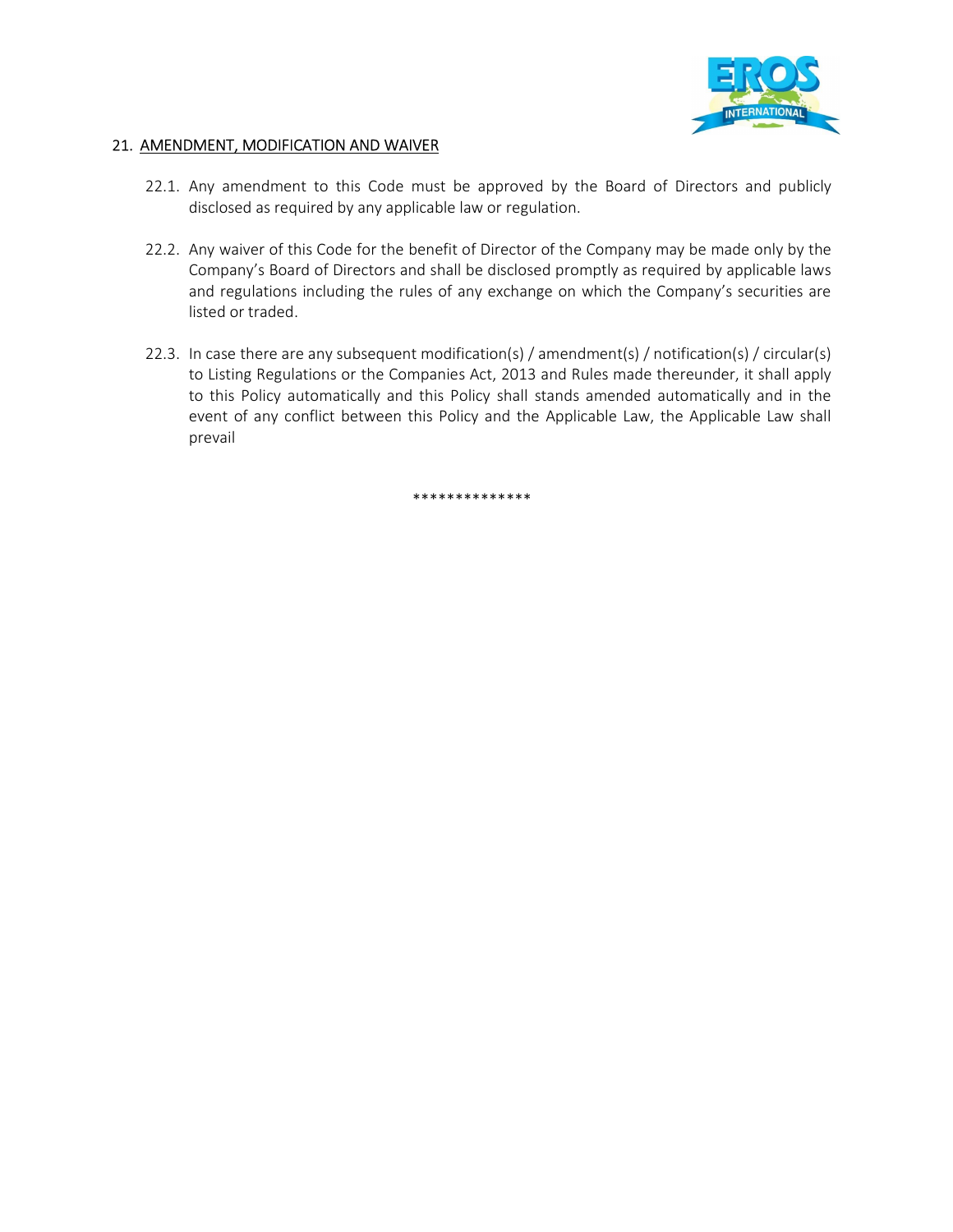## 21. AMENDMENT, MODIFICATION AND WAIVER

22.1. Any amendment to this Code must be approved by the Board of Directors and publicly disclosed as required by any applicable law or regulation.

22.2. Any waiver of this Code for the benefit of Director of the Company may be made only by the Company's Board of Directors and shall be disclosed promptly as required by applicable laws and regulations including the rules of any exchange on which the Company's securities are listed or traded.

22.3. In case there are any subsequent modification(s) / amendment(s) / notification(s) / circular(s) to Listing Regulations or the Companies Act, 2013 and Rules made thereunder, it shall apply to this Policy automatically and this Policy shall stands amended automatically and in the event of any conflict between this Policy and the Applicable Law, the Applicable Law shall prevail

**************